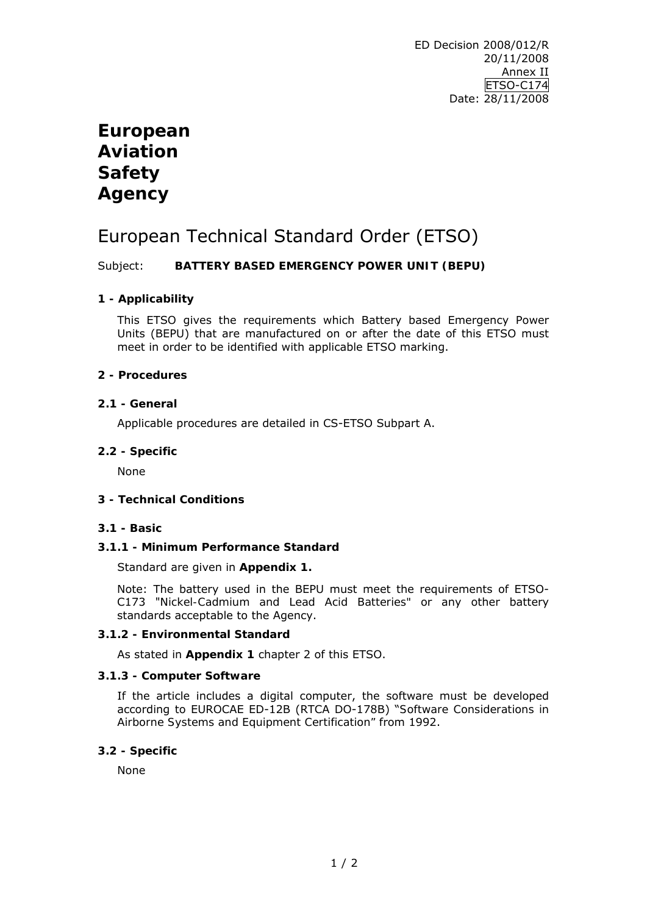ED Decision 2008/012/R
20/11/2008
Annex II
ETSO-C174
Date: 28/11/2008

# European Aviation Safety Agency

## European Technical Standard Order (ETSO)

Subject: **BATTERY BASED EMERGENCY POWER UNIT (BEPU)**

### 1 - Applicability

This ETSO gives the requirements which Battery based Emergency Power Units (BEPU) that are manufactured on or after the date of this ETSO must meet in order to be identified with applicable ETSO marking.

### 2 - Procedures

#### 2.1 - General

Applicable procedures are detailed in CS-ETSO Subpart A.

#### 2.2 - Specific

None

### 3 - Technical Conditions

#### 3.1 - Basic

#### 3.1.1 - Minimum Performance Standard

Standard are given in **Appendix 1.**

Note: The battery used in the BEPU must meet the requirements of ETSO-C173 "Nickel-Cadmium and Lead Acid Batteries" or any other battery standards acceptable to the Agency.

#### 3.1.2 - Environmental Standard

As stated in **Appendix 1** chapter 2 of this ETSO.

#### 3.1.3 - Computer Software

If the article includes a digital computer, the software must be developed according to EUROCAE ED-12B (RTCA DO-178B) "Software Considerations in Airborne Systems and Equipment Certification" from 1992.

#### 3.2 - Specific

None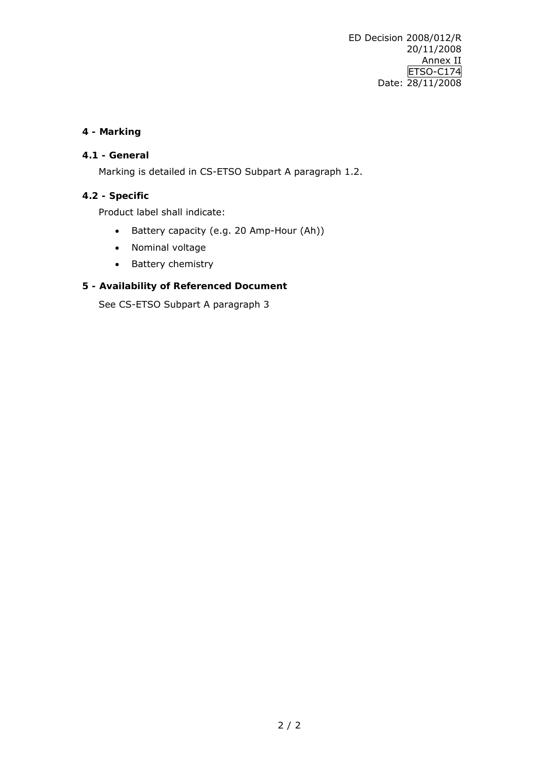## 4 - Marking

### 4.1 - General

Marking is detailed in CS-ETSO Subpart A paragraph 1.2.

### 4.2 - Specific

Product label shall indicate:

- Battery capacity (e.g. 20 Amp-Hour (Ah))
- Nominal voltage
- Battery chemistry

## 5 - Availability of Referenced Document

See CS-ETSO Subpart A paragraph 3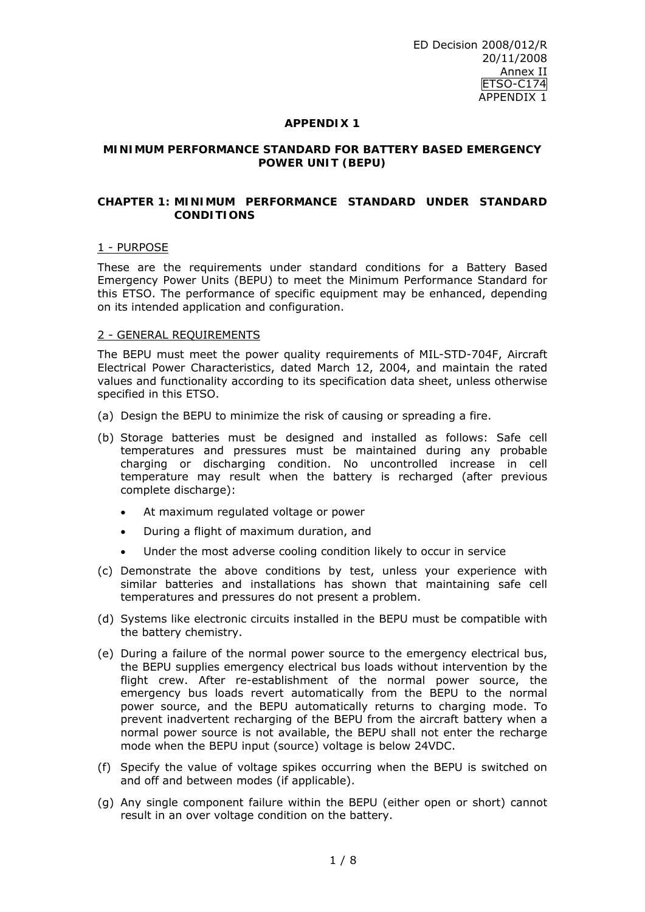# APPENDIX 1

## MINIMUM PERFORMANCE STANDARD FOR BATTERY BASED EMERGENCY POWER UNIT (BEPU)

### CHAPTER 1: MINIMUM PERFORMANCE STANDARD UNDER STANDARD CONDITIONS

#### 1 - PURPOSE

These are the requirements under standard conditions for a Battery Based Emergency Power Units (BEPU) to meet the Minimum Performance Standard for this ETSO. The performance of specific equipment may be enhanced, depending on its intended application and configuration.

#### 2 - GENERAL REQUIREMENTS

The BEPU must meet the power quality requirements of MIL-STD-704F, Aircraft Electrical Power Characteristics, dated March 12, 2004, and maintain the rated values and functionality according to its specification data sheet, unless otherwise specified in this ETSO.

(a) Design the BEPU to minimize the risk of causing or spreading a fire.

(b) Storage batteries must be designed and installed as follows: Safe cell temperatures and pressures must be maintained during any probable charging or discharging condition. No uncontrolled increase in cell temperature may result when the battery is recharged (after previous complete discharge):

- At maximum regulated voltage or power
- During a flight of maximum duration, and
- Under the most adverse cooling condition likely to occur in service

(c) Demonstrate the above conditions by test, unless your experience with similar batteries and installations has shown that maintaining safe cell temperatures and pressures do not present a problem.

(d) Systems like electronic circuits installed in the BEPU must be compatible with the battery chemistry.

(e) During a failure of the normal power source to the emergency electrical bus, the BEPU supplies emergency electrical bus loads without intervention by the flight crew. After re-establishment of the normal power source, the emergency bus loads revert automatically from the BEPU to the normal power source, and the BEPU automatically returns to charging mode. To prevent inadvertent recharging of the BEPU from the aircraft battery when a normal power source is not available, the BEPU shall not enter the recharge mode when the BEPU input (source) voltage is below 24VDC.

(f) Specify the value of voltage spikes occurring when the BEPU is switched on and off and between modes (if applicable).

(g) Any single component failure within the BEPU (either open or short) cannot result in an over voltage condition on the battery.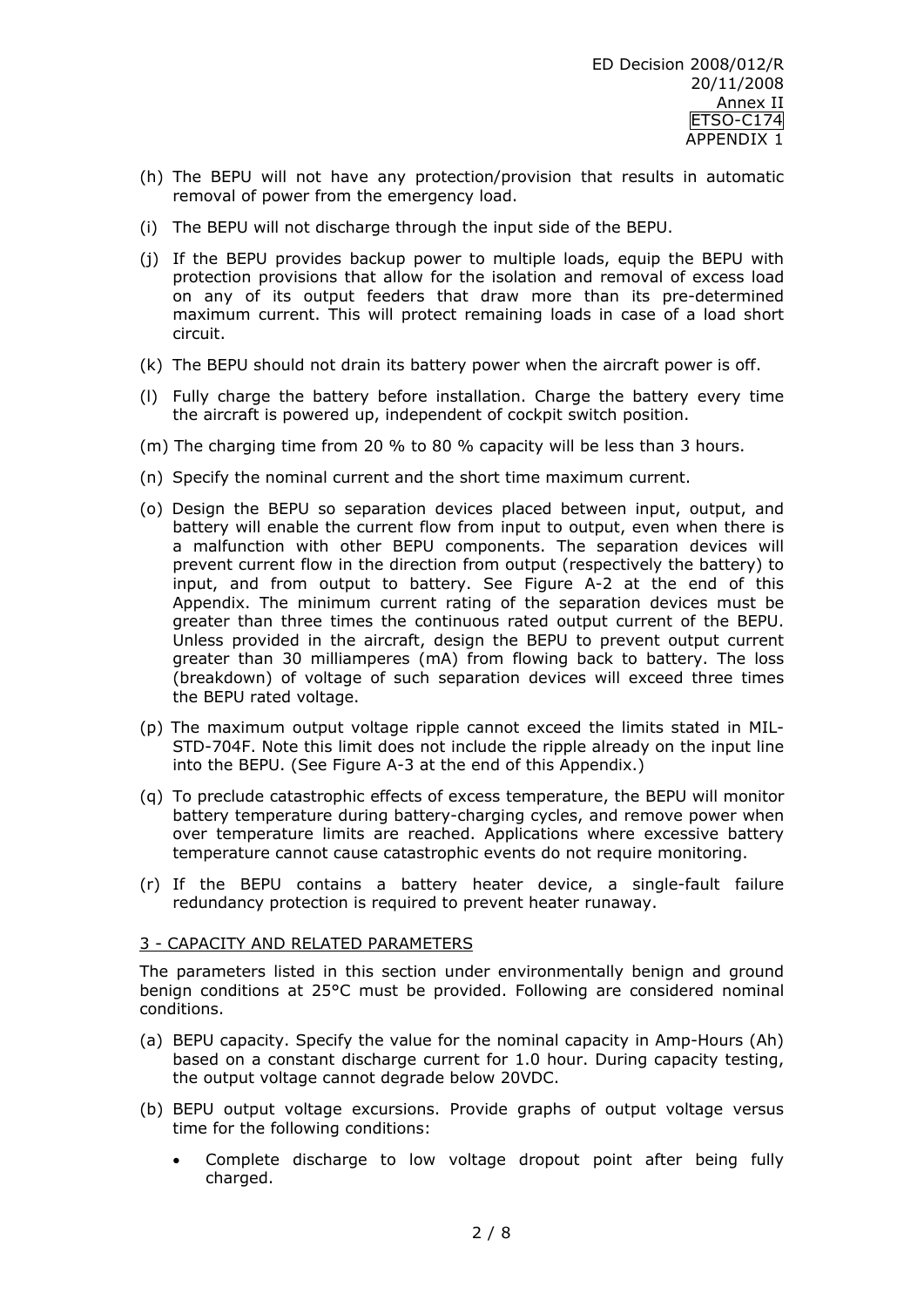(h) The BEPU will not have any protection/provision that results in automatic removal of power from the emergency load.

(i) The BEPU will not discharge through the input side of the BEPU.

(j) If the BEPU provides backup power to multiple loads, equip the BEPU with protection provisions that allow for the isolation and removal of excess load on any of its output feeders that draw more than its pre-determined maximum current. This will protect remaining loads in case of a load short circuit.

(k) The BEPU should not drain its battery power when the aircraft power is off.

(l) Fully charge the battery before installation. Charge the battery every time the aircraft is powered up, independent of cockpit switch position.

(m) The charging time from 20 % to 80 % capacity will be less than 3 hours.

(n) Specify the nominal current and the short time maximum current.

(o) Design the BEPU so separation devices placed between input, output, and battery will enable the current flow from input to output, even when there is a malfunction with other BEPU components. The separation devices will prevent current flow in the direction from output (respectively the battery) to input, and from output to battery. See Figure A-2 at the end of this Appendix. The minimum current rating of the separation devices must be greater than three times the continuous rated output current of the BEPU. Unless provided in the aircraft, design the BEPU to prevent output current greater than 30 milliamperes (mA) from flowing back to battery. The loss (breakdown) of voltage of such separation devices will exceed three times the BEPU rated voltage.

(p) The maximum output voltage ripple cannot exceed the limits stated in MIL-STD-704F. Note this limit does not include the ripple already on the input line into the BEPU. (See Figure A-3 at the end of this Appendix.)

(q) To preclude catastrophic effects of excess temperature, the BEPU will monitor battery temperature during battery-charging cycles, and remove power when over temperature limits are reached. Applications where excessive battery temperature cannot cause catastrophic events do not require monitoring.

(r) If the BEPU contains a battery heater device, a single-fault failure redundancy protection is required to prevent heater runaway.

## 3 - CAPACITY AND RELATED PARAMETERS

The parameters listed in this section under environmentally benign and ground benign conditions at 25°C must be provided. Following are considered nominal conditions.

(a) BEPU capacity. Specify the value for the nominal capacity in Amp-Hours (Ah) based on a constant discharge current for 1.0 hour. During capacity testing, the output voltage cannot degrade below 20VDC.

(b) BEPU output voltage excursions. Provide graphs of output voltage versus time for the following conditions:

- Complete discharge to low voltage dropout point after being fully charged.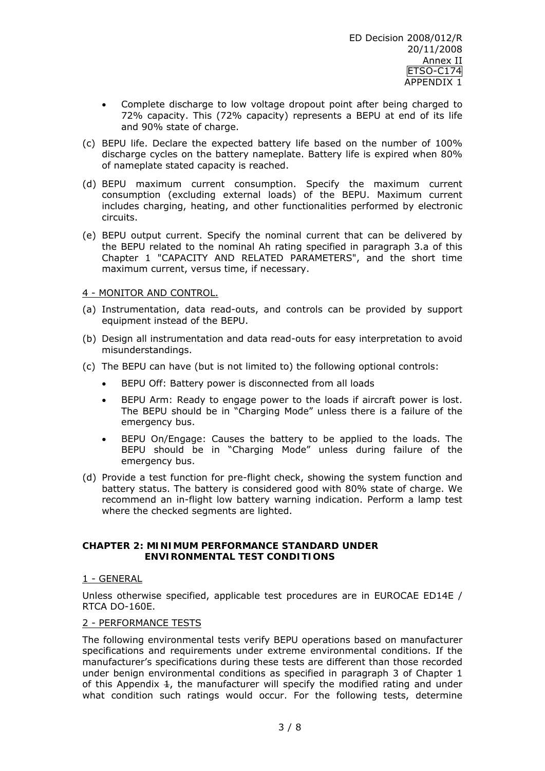- Complete discharge to low voltage dropout point after being charged to 72% capacity. This (72% capacity) represents a BEPU at end of its life and 90% state of charge.

(c) BEPU life. Declare the expected battery life based on the number of 100% discharge cycles on the battery nameplate. Battery life is expired when 80% of nameplate stated capacity is reached.

(d) BEPU maximum current consumption. Specify the maximum current consumption (excluding external loads) of the BEPU. Maximum current includes charging, heating, and other functionalities performed by electronic circuits.

(e) BEPU output current. Specify the nominal current that can be delivered by the BEPU related to the nominal Ah rating specified in paragraph 3.a of this Chapter 1 "CAPACITY AND RELATED PARAMETERS", and the short time maximum current, versus time, if necessary.

4 - MONITOR AND CONTROL.

(a) Instrumentation, data read-outs, and controls can be provided by support equipment instead of the BEPU.

(b) Design all instrumentation and data read-outs for easy interpretation to avoid misunderstandings.

(c) The BEPU can have (but is not limited to) the following optional controls:

- BEPU Off: Battery power is disconnected from all loads
- BEPU Arm: Ready to engage power to the loads if aircraft power is lost. The BEPU should be in "Charging Mode" unless there is a failure of the emergency bus.
- BEPU On/Engage: Causes the battery to be applied to the loads. The BEPU should be in "Charging Mode" unless during failure of the emergency bus.

(d) Provide a test function for pre-flight check, showing the system function and battery status. The battery is considered good with 80% state of charge. We recommend an in-flight low battery warning indication. Perform a lamp test where the checked segments are lighted.

## CHAPTER 2: MINIMUM PERFORMANCE STANDARD UNDER ENVIRONMENTAL TEST CONDITIONS

1 - GENERAL

Unless otherwise specified, applicable test procedures are in EUROCAE ED14E / RTCA DO-160E.

2 - PERFORMANCE TESTS

The following environmental tests verify BEPU operations based on manufacturer specifications and requirements under extreme environmental conditions. If the manufacturer's specifications during these tests are different than those recorded under benign environmental conditions as specified in paragraph 3 of Chapter 1 of this Appendix ~~1~~, the manufacturer will specify the modified rating and under what condition such ratings would occur. For the following tests, determine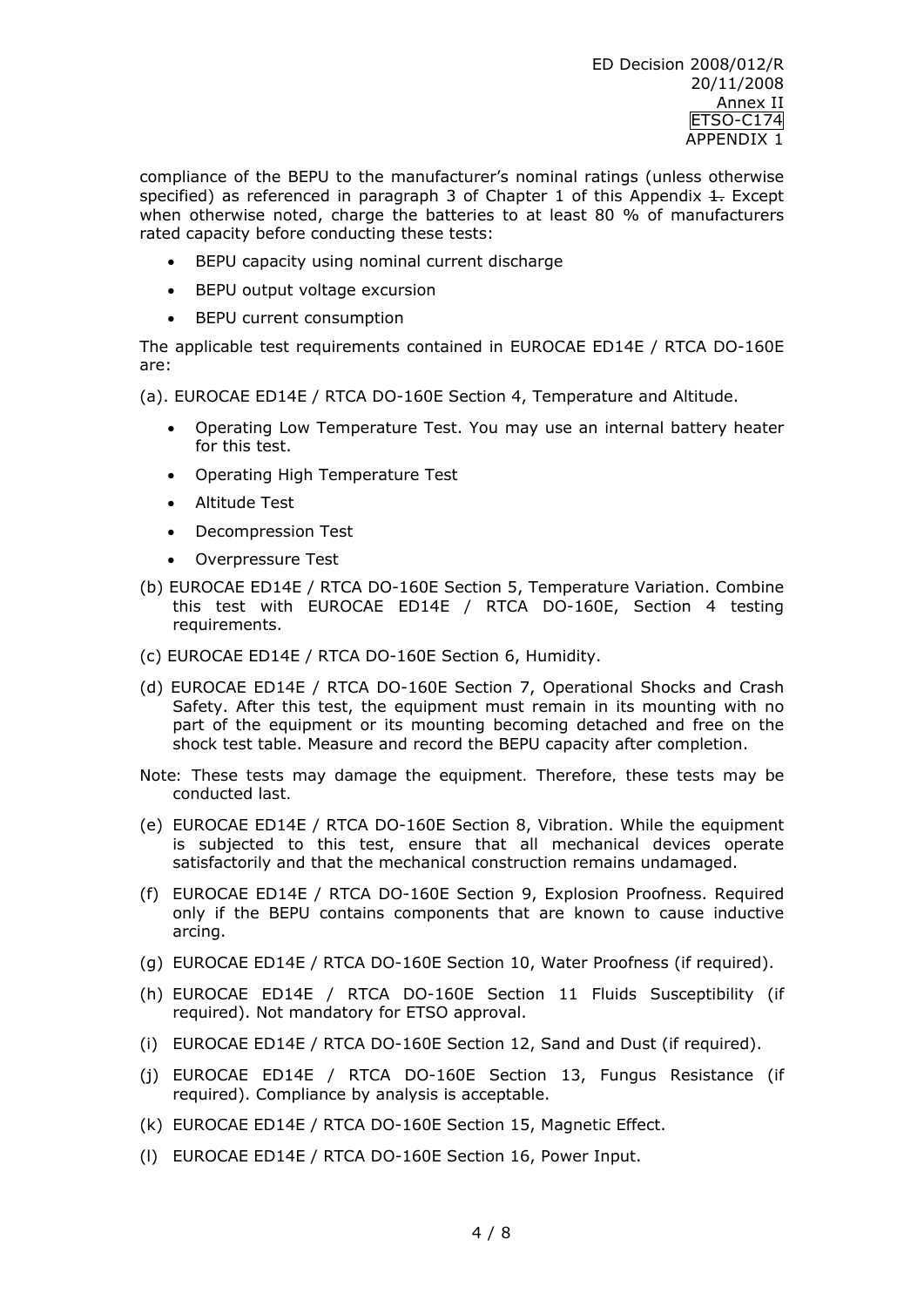compliance of the BEPU to the manufacturer's nominal ratings (unless otherwise specified) as referenced in paragraph 3 of Chapter 1 of this Appendix ~~1.~~ Except when otherwise noted, charge the batteries to at least 80 % of manufacturers rated capacity before conducting these tests:

- BEPU capacity using nominal current discharge
- BEPU output voltage excursion
- BEPU current consumption

The applicable test requirements contained in EUROCAE ED14E / RTCA DO-160E are:

(a). EUROCAE ED14E / RTCA DO-160E Section 4, Temperature and Altitude.

- Operating Low Temperature Test. You may use an internal battery heater for this test.
- Operating High Temperature Test
- Altitude Test
- Decompression Test
- Overpressure Test

(b) EUROCAE ED14E / RTCA DO-160E Section 5, Temperature Variation. Combine this test with EUROCAE ED14E / RTCA DO-160E, Section 4 testing requirements.

(c) EUROCAE ED14E / RTCA DO-160E Section 6, Humidity.

(d) EUROCAE ED14E / RTCA DO-160E Section 7, Operational Shocks and Crash Safety. After this test, the equipment must remain in its mounting with no part of the equipment or its mounting becoming detached and free on the shock test table. Measure and record the BEPU capacity after completion.

Note: These tests may damage the equipment. Therefore, these tests may be conducted last.

(e) EUROCAE ED14E / RTCA DO-160E Section 8, Vibration. While the equipment is subjected to this test, ensure that all mechanical devices operate satisfactorily and that the mechanical construction remains undamaged.

(f) EUROCAE ED14E / RTCA DO-160E Section 9, Explosion Proofness. Required only if the BEPU contains components that are known to cause inductive arcing.

(g) EUROCAE ED14E / RTCA DO-160E Section 10, Water Proofness (if required).

(h) EUROCAE ED14E / RTCA DO-160E Section 11 Fluids Susceptibility (if required). Not mandatory for ETSO approval.

(i) EUROCAE ED14E / RTCA DO-160E Section 12, Sand and Dust (if required).

(j) EUROCAE ED14E / RTCA DO-160E Section 13, Fungus Resistance (if required). Compliance by analysis is acceptable.

(k) EUROCAE ED14E / RTCA DO-160E Section 15, Magnetic Effect.

(l) EUROCAE ED14E / RTCA DO-160E Section 16, Power Input.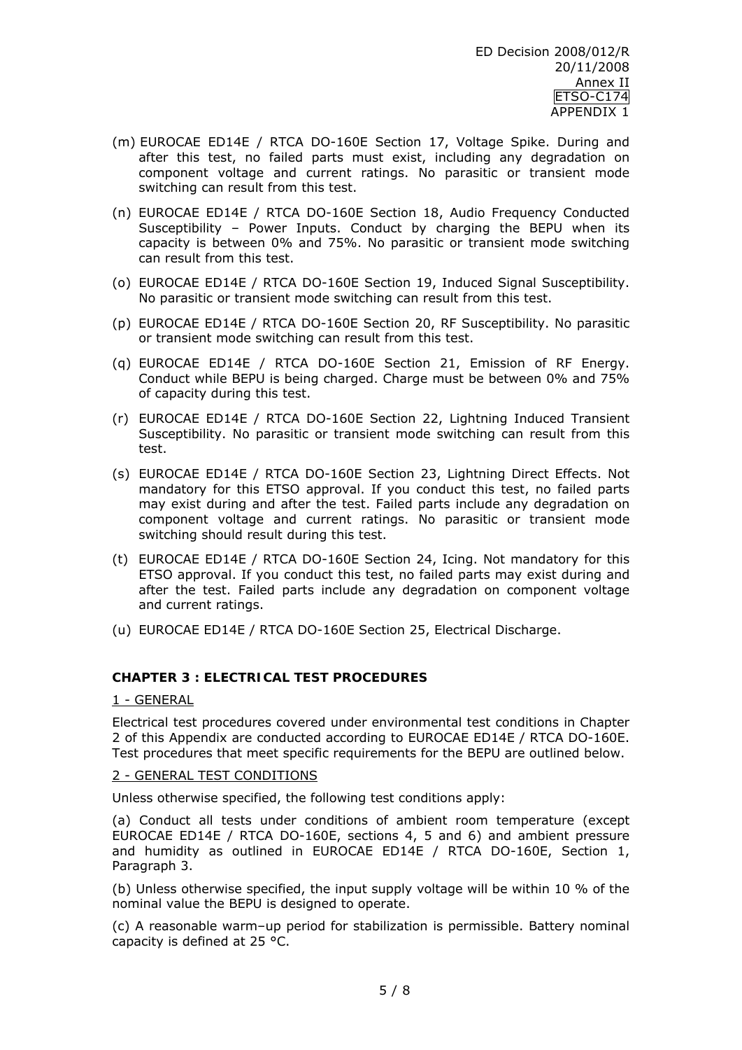(m) EUROCAE ED14E / RTCA DO-160E Section 17, Voltage Spike. During and after this test, no failed parts must exist, including any degradation on component voltage and current ratings. No parasitic or transient mode switching can result from this test.

(n) EUROCAE ED14E / RTCA DO-160E Section 18, Audio Frequency Conducted Susceptibility – Power Inputs. Conduct by charging the BEPU when its capacity is between 0% and 75%. No parasitic or transient mode switching can result from this test.

(o) EUROCAE ED14E / RTCA DO-160E Section 19, Induced Signal Susceptibility. No parasitic or transient mode switching can result from this test.

(p) EUROCAE ED14E / RTCA DO-160E Section 20, RF Susceptibility. No parasitic or transient mode switching can result from this test.

(q) EUROCAE ED14E / RTCA DO-160E Section 21, Emission of RF Energy. Conduct while BEPU is being charged. Charge must be between 0% and 75% of capacity during this test.

(r) EUROCAE ED14E / RTCA DO-160E Section 22, Lightning Induced Transient Susceptibility. No parasitic or transient mode switching can result from this test.

(s) EUROCAE ED14E / RTCA DO-160E Section 23, Lightning Direct Effects. Not mandatory for this ETSO approval. If you conduct this test, no failed parts may exist during and after the test. Failed parts include any degradation on component voltage and current ratings. No parasitic or transient mode switching should result during this test.

(t) EUROCAE ED14E / RTCA DO-160E Section 24, Icing. Not mandatory for this ETSO approval. If you conduct this test, no failed parts may exist during and after the test. Failed parts include any degradation on component voltage and current ratings.

(u) EUROCAE ED14E / RTCA DO-160E Section 25, Electrical Discharge.

## CHAPTER 3 : ELECTRICAL TEST PROCEDURES

### 1 - GENERAL

Electrical test procedures covered under environmental test conditions in Chapter 2 of this Appendix are conducted according to EUROCAE ED14E / RTCA DO-160E. Test procedures that meet specific requirements for the BEPU are outlined below.

### 2 - GENERAL TEST CONDITIONS

Unless otherwise specified, the following test conditions apply:

(a) Conduct all tests under conditions of ambient room temperature (except EUROCAE ED14E / RTCA DO-160E, sections 4, 5 and 6) and ambient pressure and humidity as outlined in EUROCAE ED14E / RTCA DO-160E, Section 1, Paragraph 3.

(b) Unless otherwise specified, the input supply voltage will be within 10 % of the nominal value the BEPU is designed to operate.

(c) A reasonable warm–up period for stabilization is permissible. Battery nominal capacity is defined at 25 °C.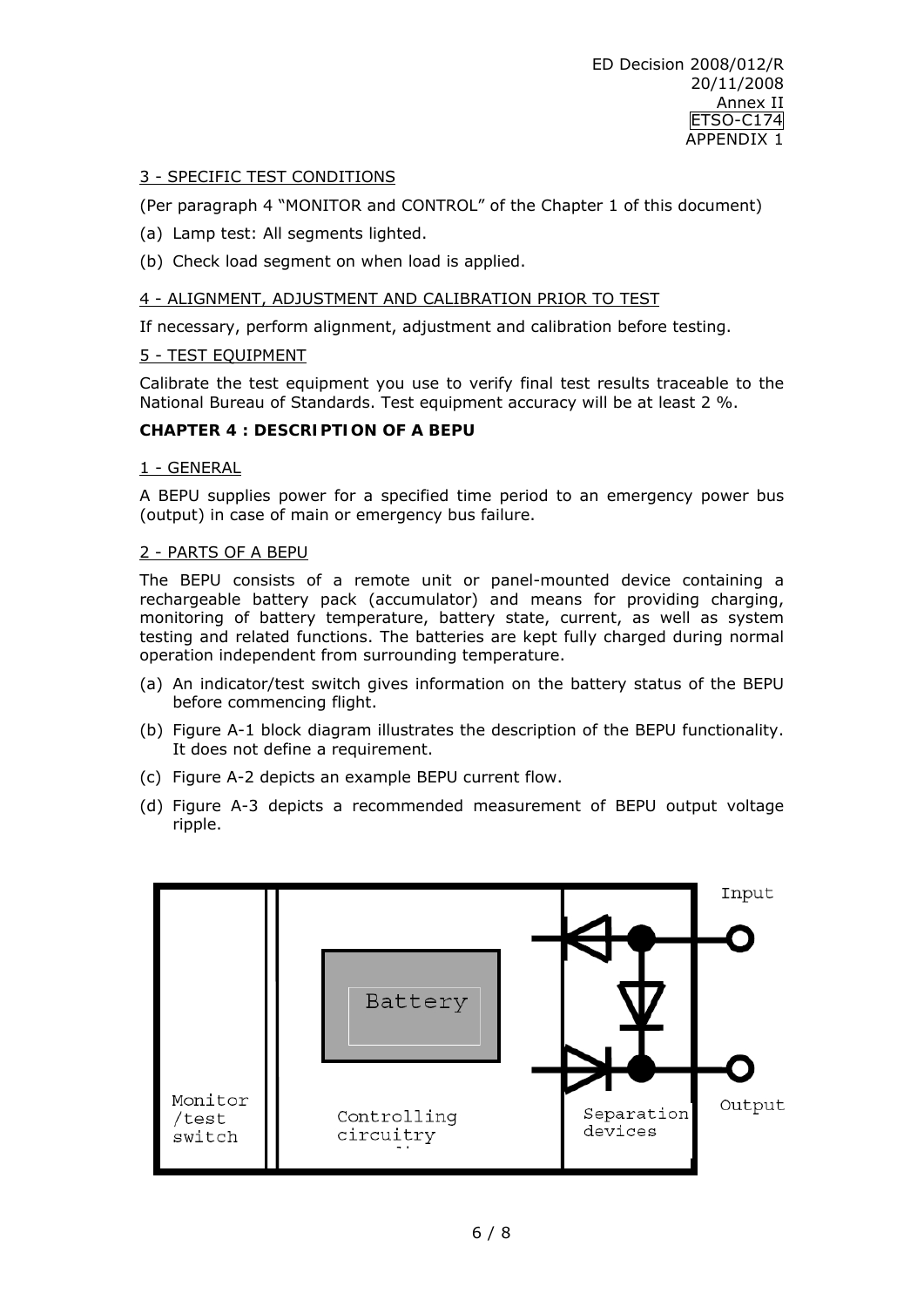3 - SPECIFIC TEST CONDITIONS

(Per paragraph 4 "MONITOR and CONTROL" of the Chapter 1 of this document)

(a) Lamp test: All segments lighted.

(b) Check load segment on when load is applied.

4 - ALIGNMENT, ADJUSTMENT AND CALIBRATION PRIOR TO TEST

If necessary, perform alignment, adjustment and calibration before testing.

5 - TEST EQUIPMENT

Calibrate the test equipment you use to verify final test results traceable to the National Bureau of Standards. Test equipment accuracy will be at least 2 %.

**CHAPTER 4 : DESCRIPTION OF A BEPU**

1 - GENERAL

A BEPU supplies power for a specified time period to an emergency power bus (output) in case of main or emergency bus failure.

2 - PARTS OF A BEPU

The BEPU consists of a remote unit or panel-mounted device containing a rechargeable battery pack (accumulator) and means for providing charging, monitoring of battery temperature, battery state, current, as well as system testing and related functions. The batteries are kept fully charged during normal operation independent from surrounding temperature.

(a) An indicator/test switch gives information on the battery status of the BEPU before commencing flight.

(b) Figure A-1 block diagram illustrates the description of the BEPU functionality. It does not define a requirement.

(c) Figure A-2 depicts an example BEPU current flow.

(d) Figure A-3 depicts a recommended measurement of BEPU output voltage ripple.

Monitor /test switch | Battery | Controlling circuitry | Separation devices | Input | Output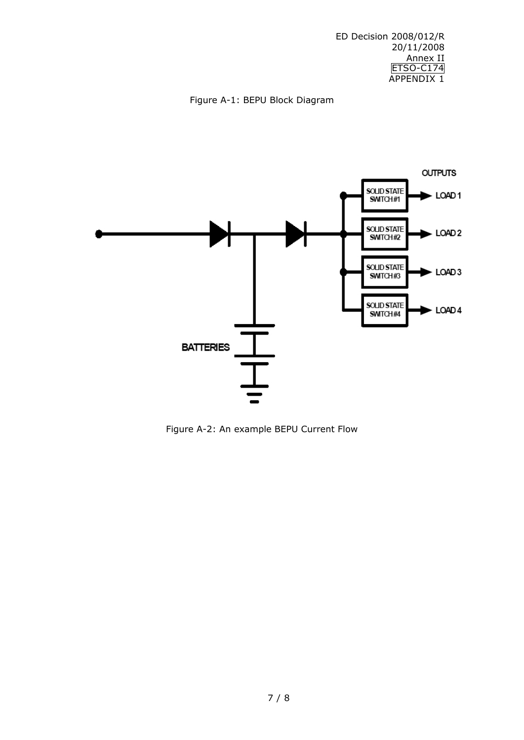Figure A-1: BEPU Block Diagram

Figure A-2: An example BEPU Current Flow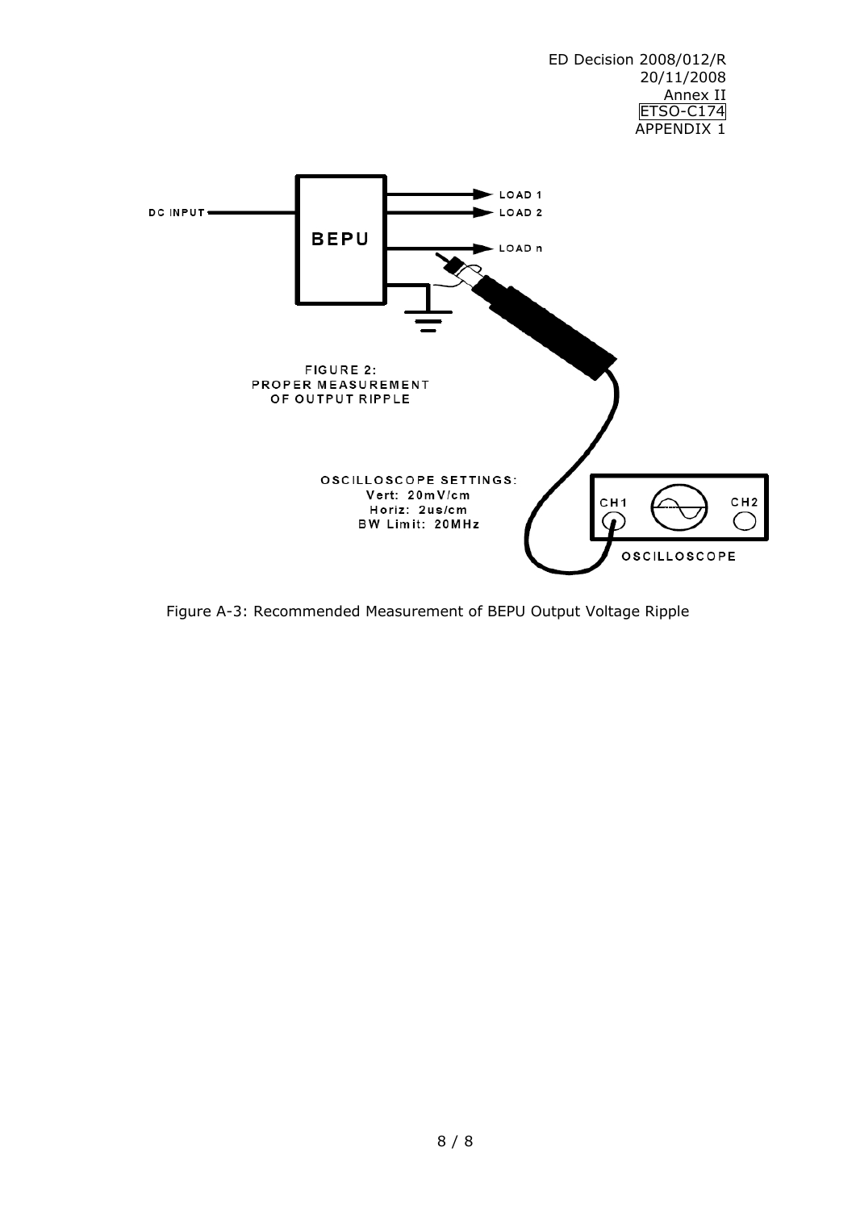DC INPUT

BEPU

LOAD 1

LOAD 2

LOAD n

FIGURE 2:
PROPER MEASUREMENT
OF OUTPUT RIPPLE

OSCILLOSCOPE SETTINGS:
Vert: 20mV/cm
Horiz: 2us/cm
BW Limit: 20MHz

CH1

CH2

OSCILLOSCOPE

Figure A-3: Recommended Measurement of BEPU Output Voltage Ripple